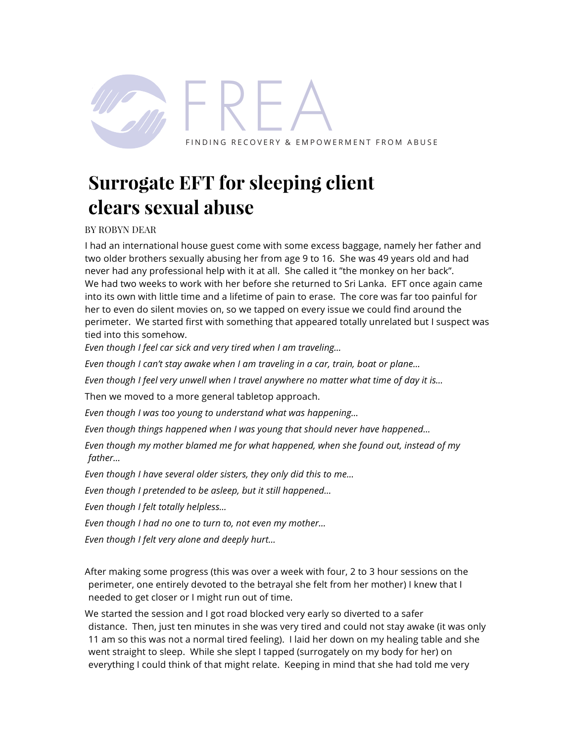FREA

FINDING RECOVERY & EMPOWERMENT FROM ABUSE

# Surrogate EFT for sleeping client clears sexual abuse

BY ROBYN DEAR

I had an international house guest come with some excess baggage, namely her father and two older brothers sexually abusing her from age 9 to 16. She was 49 years old and had never had any professional help with it at all. She called it "the monkey on her back". We had two weeks to work with her before she returned to Sri Lanka. EFT once again came into its own with little time and a lifetime of pain to erase. The core was far too painful for her to even do silent movies on, so we tapped on every issue we could find around the perimeter. We started first with something that appeared totally unrelated but I suspect was tied into this somehow.

*Even though I feel car sick and very tired when I am traveling…*

*Even though I can't stay awake when I am traveling in a car, train, boat or plane…*

*Even though I feel very unwell when I travel anywhere no matter what time of day it is…*

Then we moved to a more general tabletop approach.

*Even though I was too young to understand what was happening…*

*Even though things happened when I was young that should never have happened…*

*Even though my mother blamed me for what happened, when she found out, instead of my father…*

*Even though I have several older sisters, they only did this to me…*

*Even though I pretended to be asleep, but it still happened…*

*Even though I felt totally helpless…*

*Even though I had no one to turn to, not even my mother…*

*Even though I felt very alone and deeply hurt…*

After making some progress (this was over a week with four, 2 to 3 hour sessions on the perimeter, one entirely devoted to the betrayal she felt from her mother) I knew that I needed to get closer or I might run out of time.

We started the session and I got road blocked very early so diverted to a safer distance. Then, just ten minutes in she was very tired and could not stay awake (it was only 11 am so this was not a normal tired feeling). I laid her down on my healing table and she went straight to sleep. While she slept I tapped (surrogately on my body for her) on everything I could think of that might relate. Keeping in mind that she had told me very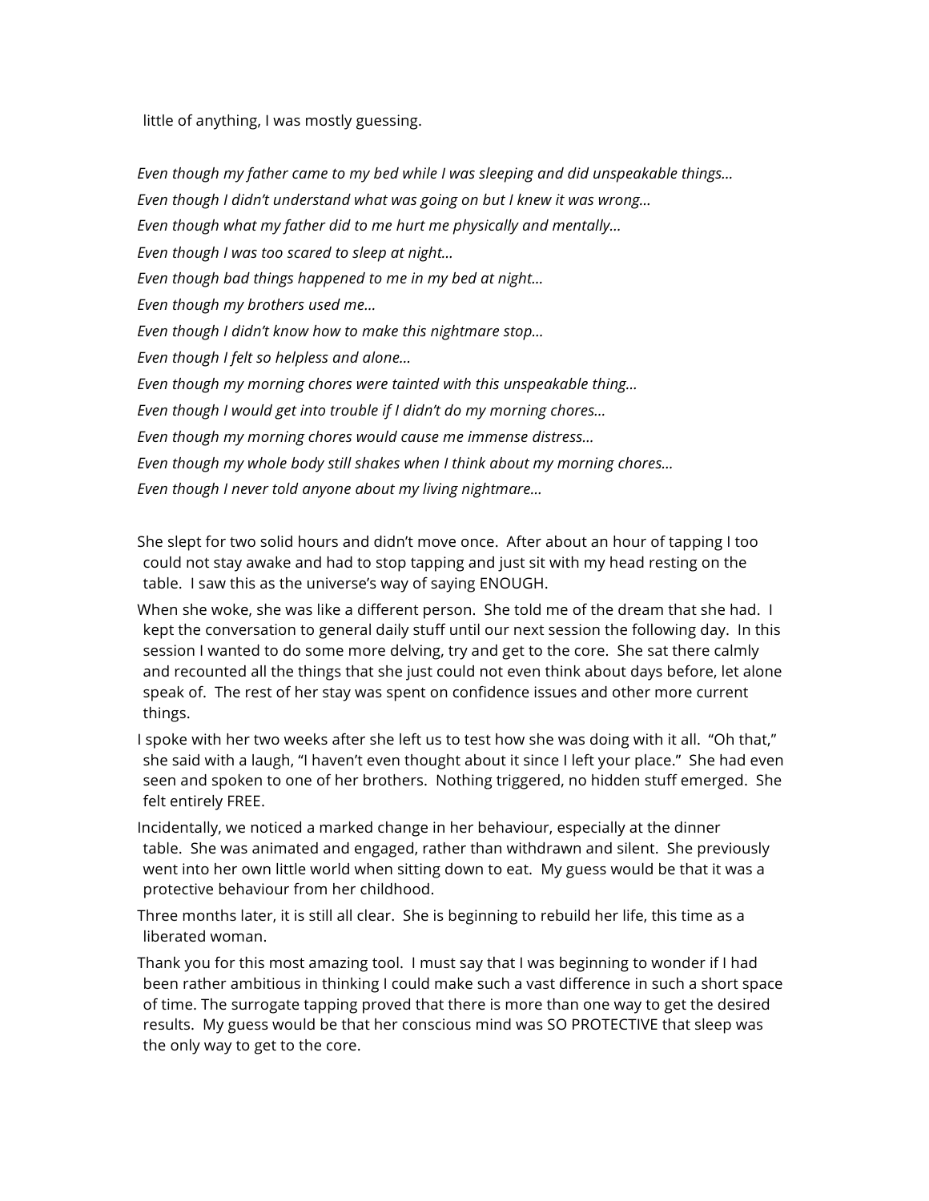little of anything, I was mostly guessing.

*Even though my father came to my bed while I was sleeping and did unspeakable things…*
*Even though I didn't understand what was going on but I knew it was wrong…*
*Even though what my father did to me hurt me physically and mentally…*
*Even though I was too scared to sleep at night…*
*Even though bad things happened to me in my bed at night…*
*Even though my brothers used me…*
*Even though I didn't know how to make this nightmare stop…*
*Even though I felt so helpless and alone…*
*Even though my morning chores were tainted with this unspeakable thing…*
*Even though I would get into trouble if I didn't do my morning chores…*
*Even though my morning chores would cause me immense distress…*
*Even though my whole body still shakes when I think about my morning chores…*
*Even though I never told anyone about my living nightmare…*

She slept for two solid hours and didn't move once. After about an hour of tapping I too could not stay awake and had to stop tapping and just sit with my head resting on the table. I saw this as the universe's way of saying ENOUGH.

When she woke, she was like a different person. She told me of the dream that she had. I kept the conversation to general daily stuff until our next session the following day. In this session I wanted to do some more delving, try and get to the core. She sat there calmly and recounted all the things that she just could not even think about days before, let alone speak of. The rest of her stay was spent on confidence issues and other more current things.

I spoke with her two weeks after she left us to test how she was doing with it all. "Oh that," she said with a laugh, "I haven't even thought about it since I left your place." She had even seen and spoken to one of her brothers. Nothing triggered, no hidden stuff emerged. She felt entirely FREE.

Incidentally, we noticed a marked change in her behaviour, especially at the dinner table. She was animated and engaged, rather than withdrawn and silent. She previously went into her own little world when sitting down to eat. My guess would be that it was a protective behaviour from her childhood.

Three months later, it is still all clear. She is beginning to rebuild her life, this time as a liberated woman.

Thank you for this most amazing tool. I must say that I was beginning to wonder if I had been rather ambitious in thinking I could make such a vast difference in such a short space of time. The surrogate tapping proved that there is more than one way to get the desired results. My guess would be that her conscious mind was SO PROTECTIVE that sleep was the only way to get to the core.